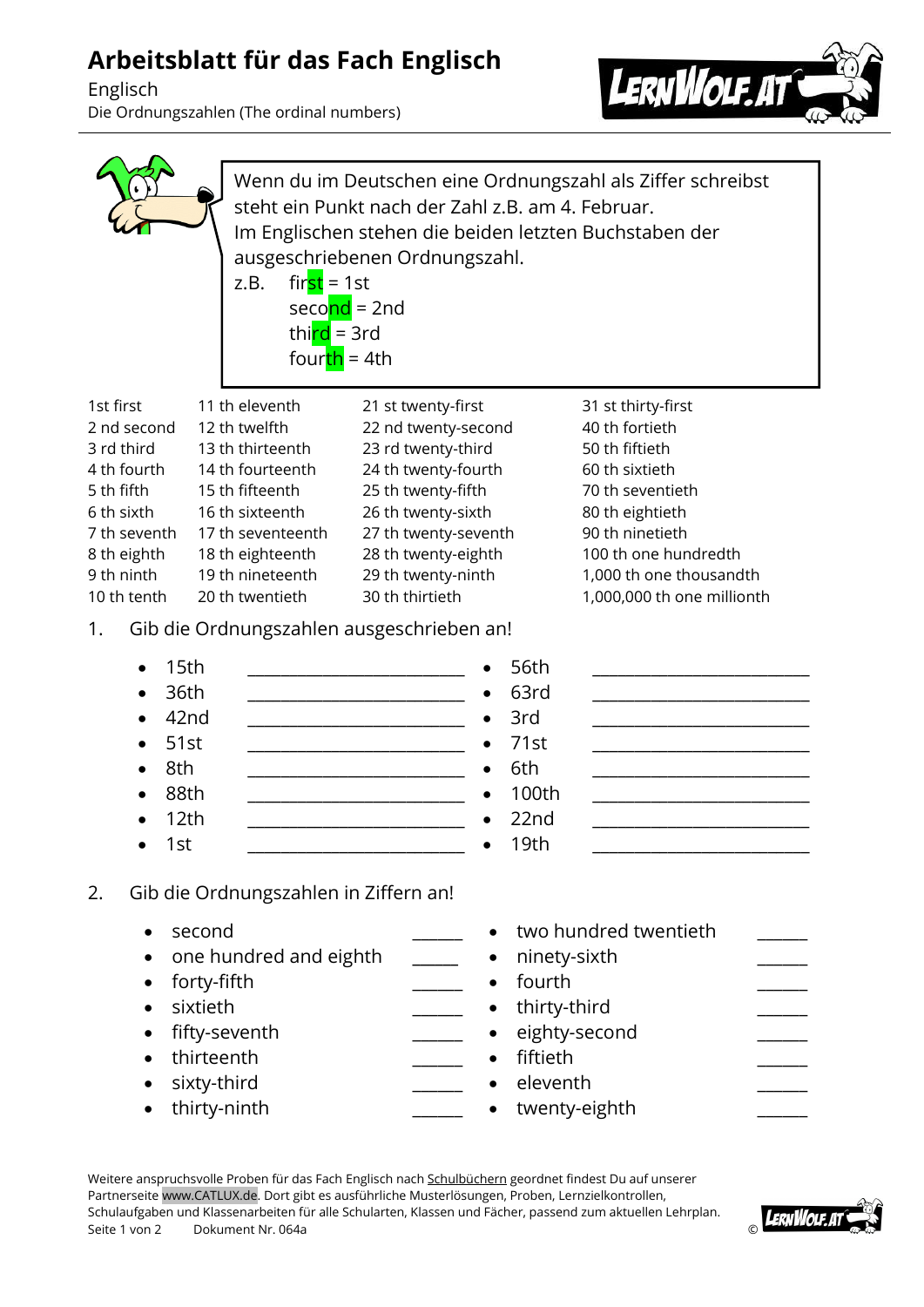# Arbeitsblatt für das Fach Englisch

Englisch

Die Ordnungszahlen (The ordinal numbers)

Wenn du im Deutschen eine Ordnungszahl als Ziffer schreibst steht ein Punkt nach der Zahl z.B. am 4. Februar.
Im Englischen stehen die beiden letzten Buchstaben der ausgeschriebenen Ordnungszahl.

z.B. first = 1st
second = 2nd
third = 3rd
fourth = 4th

| | | | |
|---|---|---|---|
| 1st first | 11 th eleventh | 21 st twenty-first | 31 st thirty-first |
| 2 nd second | 12 th twelfth | 22 nd twenty-second | 40 th fortieth |
| 3 rd third | 13 th thirteenth | 23 rd twenty-third | 50 th fiftieth |
| 4 th fourth | 14 th fourteenth | 24 th twenty-fourth | 60 th sixtieth |
| 5 th fifth | 15 th fifteenth | 25 th twenty-fifth | 70 th seventieth |
| 6 th sixth | 16 th sixteenth | 26 th twenty-sixth | 80 th eightieth |
| 7 th seventh | 17 th seventeenth | 27 th twenty-seventh | 90 th ninetieth |
| 8 th eighth | 18 th eighteenth | 28 th twenty-eighth | 100 th one hundredth |
| 9 th ninth | 19 th nineteenth | 29 th twenty-ninth | 1,000 th one thousandth |
| 10 th tenth | 20 th twentieth | 30 th thirtieth | 1,000,000 th one millionth |

1. Gib die Ordnungszahlen ausgeschrieben an!

- 15th _________________________
- 36th _________________________
- 42nd _________________________
- 51st _________________________
- 8th _________________________
- 88th _________________________
- 12th _________________________
- 1st _________________________
- 56th _________________________
- 63rd _________________________
- 3rd _________________________
- 71st _________________________
- 6th _________________________
- 100th _________________________
- 22nd _________________________
- 19th _________________________

2. Gib die Ordnungszahlen in Ziffern an!

- second ______
- one hundred and eighth _____
- forty-fifth ______
- sixtieth ______
- fifty-seventh ______
- thirteenth ______
- sixty-third ______
- thirty-ninth ______
- two hundred twentieth ______
- ninety-sixth ______
- fourth ______
- thirty-third ______
- eighty-second ______
- fiftieth ______
- eleventh ______
- twenty-eighth ______

Weitere anspruchsvolle Proben für das Fach Englisch nach Schulbüchern geordnet findest Du auf unserer Partnerseite www.CATLUX.de. Dort gibt es ausführliche Musterlösungen, Proben, Lernzielkontrollen, Schulaufgaben und Klassenarbeiten für alle Schularten, Klassen und Fächer, passend zum aktuellen Lehrplan.

Dokument Nr. 064a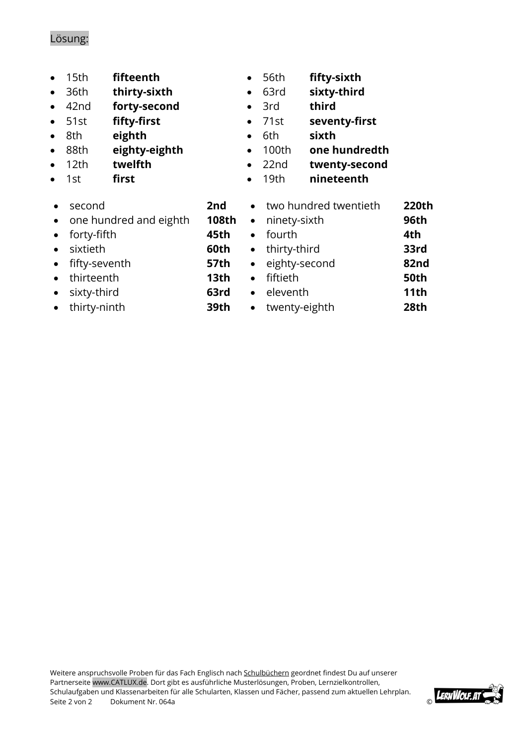Lösung:

- 15th **fifteenth**
- 36th **thirty-sixth**
- 42nd **forty-second**
- 51st **fifty-first**
- 8th **eighth**
- 88th **eighty-eighth**
- 12th **twelfth**
- 1st **first**
- 56th **fifty-sixth**
- 63rd **sixty-third**
- 3rd **third**
- 71st **seventy-first**
- 6th **sixth**
- 100th **one hundredth**
- 22nd **twenty-second**
- 19th **nineteenth**

- second **2nd**
- one hundred and eighth **108th**
- forty-fifth **45th**
- sixtieth **60th**
- fifty-seventh **57th**
- thirteenth **13th**
- sixty-third **63rd**
- thirty-ninth **39th**
- two hundred twentieth **220th**
- ninety-sixth **96th**
- fourth **4th**
- thirty-third **33rd**
- eighty-second **82nd**
- fiftieth **50th**
- eleventh **11th**
- twenty-eighth **28th**

Weitere anspruchsvolle Proben für das Fach Englisch nach Schulbüchern geordnet findest Du auf unserer Partnerseite www.CATLUX.de. Dort gibt es ausführliche Musterlösungen, Proben, Lernzielkontrollen, Schulaufgaben und Klassenarbeiten für alle Schularten, Klassen und Fächer, passend zum aktuellen Lehrplan.
Dokument Nr. 064a